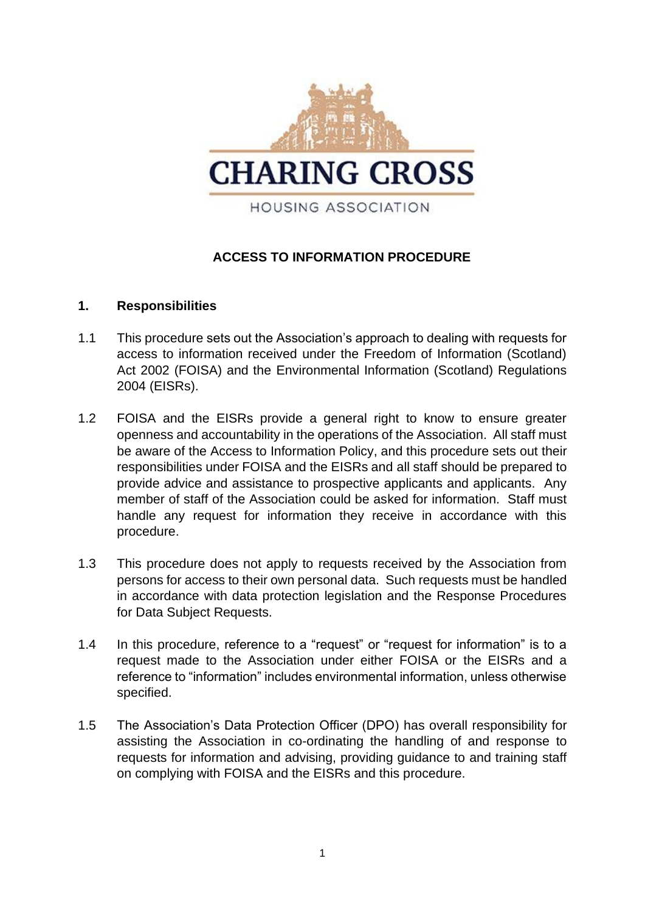CHARING CROSS

HOUSING ASSOCIATION

# ACCESS TO INFORMATION PROCEDURE

## 1. Responsibilities

1.1 This procedure sets out the Association's approach to dealing with requests for access to information received under the Freedom of Information (Scotland) Act 2002 (FOISA) and the Environmental Information (Scotland) Regulations 2004 (EISRs).

1.2 FOISA and the EISRs provide a general right to know to ensure greater openness and accountability in the operations of the Association. All staff must be aware of the Access to Information Policy, and this procedure sets out their responsibilities under FOISA and the EISRs and all staff should be prepared to provide advice and assistance to prospective applicants and applicants. Any member of staff of the Association could be asked for information. Staff must handle any request for information they receive in accordance with this procedure.

1.3 This procedure does not apply to requests received by the Association from persons for access to their own personal data. Such requests must be handled in accordance with data protection legislation and the Response Procedures for Data Subject Requests.

1.4 In this procedure, reference to a "request" or "request for information" is to a request made to the Association under either FOISA or the EISRs and a reference to "information" includes environmental information, unless otherwise specified.

1.5 The Association's Data Protection Officer (DPO) has overall responsibility for assisting the Association in co-ordinating the handling of and response to requests for information and advising, providing guidance to and training staff on complying with FOISA and the EISRs and this procedure.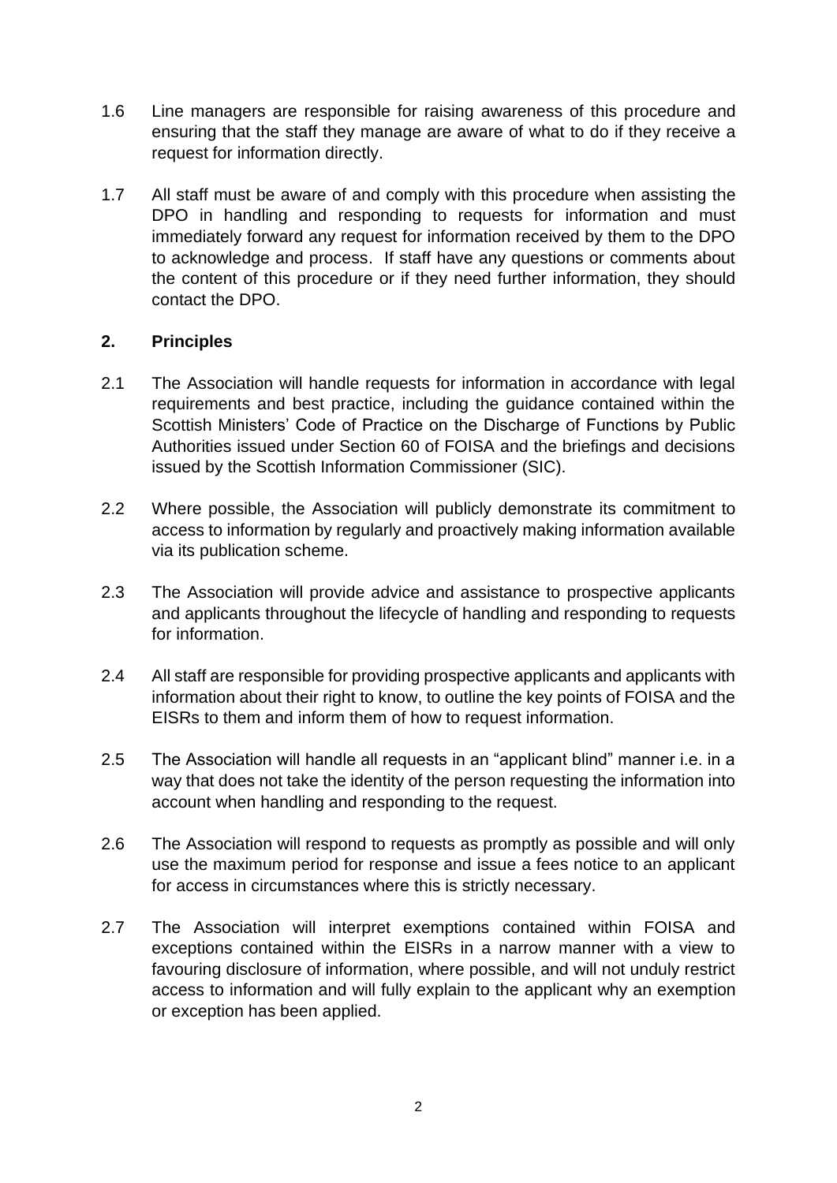1.6 Line managers are responsible for raising awareness of this procedure and ensuring that the staff they manage are aware of what to do if they receive a request for information directly.

1.7 All staff must be aware of and comply with this procedure when assisting the DPO in handling and responding to requests for information and must immediately forward any request for information received by them to the DPO to acknowledge and process. If staff have any questions or comments about the content of this procedure or if they need further information, they should contact the DPO.

## 2. Principles

2.1 The Association will handle requests for information in accordance with legal requirements and best practice, including the guidance contained within the Scottish Ministers' Code of Practice on the Discharge of Functions by Public Authorities issued under Section 60 of FOISA and the briefings and decisions issued by the Scottish Information Commissioner (SIC).

2.2 Where possible, the Association will publicly demonstrate its commitment to access to information by regularly and proactively making information available via its publication scheme.

2.3 The Association will provide advice and assistance to prospective applicants and applicants throughout the lifecycle of handling and responding to requests for information.

2.4 All staff are responsible for providing prospective applicants and applicants with information about their right to know, to outline the key points of FOISA and the EISRs to them and inform them of how to request information.

2.5 The Association will handle all requests in an "applicant blind" manner i.e. in a way that does not take the identity of the person requesting the information into account when handling and responding to the request.

2.6 The Association will respond to requests as promptly as possible and will only use the maximum period for response and issue a fees notice to an applicant for access in circumstances where this is strictly necessary.

2.7 The Association will interpret exemptions contained within FOISA and exceptions contained within the EISRs in a narrow manner with a view to favouring disclosure of information, where possible, and will not unduly restrict access to information and will fully explain to the applicant why an exemption or exception has been applied.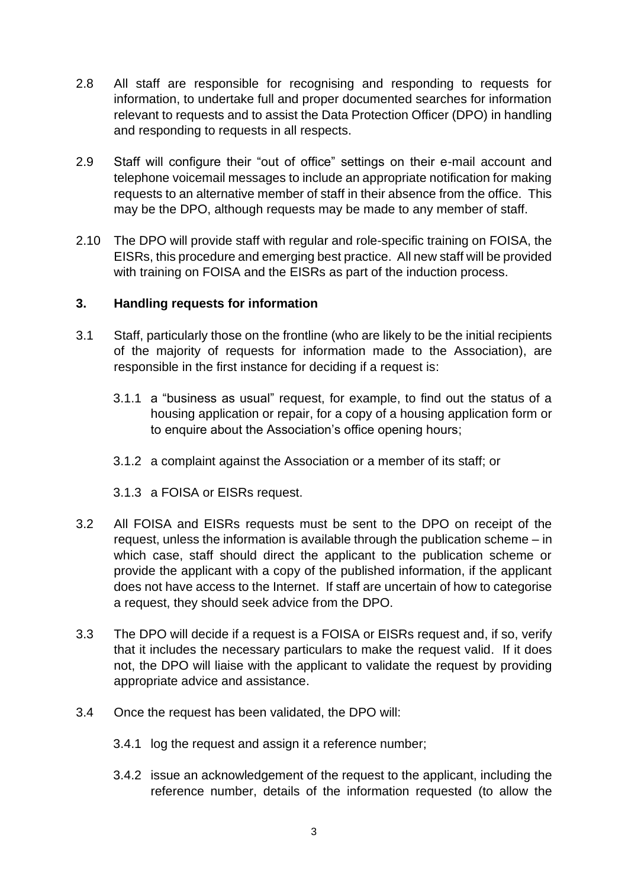2.8 All staff are responsible for recognising and responding to requests for information, to undertake full and proper documented searches for information relevant to requests and to assist the Data Protection Officer (DPO) in handling and responding to requests in all respects.

2.9 Staff will configure their “out of office” settings on their e-mail account and telephone voicemail messages to include an appropriate notification for making requests to an alternative member of staff in their absence from the office. This may be the DPO, although requests may be made to any member of staff.

2.10 The DPO will provide staff with regular and role-specific training on FOISA, the EISRs, this procedure and emerging best practice. All new staff will be provided with training on FOISA and the EISRs as part of the induction process.

## 3. Handling requests for information

3.1 Staff, particularly those on the frontline (who are likely to be the initial recipients of the majority of requests for information made to the Association), are responsible in the first instance for deciding if a request is:

3.1.1 a “business as usual” request, for example, to find out the status of a housing application or repair, for a copy of a housing application form or to enquire about the Association’s office opening hours;

3.1.2 a complaint against the Association or a member of its staff; or

3.1.3 a FOISA or EISRs request.

3.2 All FOISA and EISRs requests must be sent to the DPO on receipt of the request, unless the information is available through the publication scheme – in which case, staff should direct the applicant to the publication scheme or provide the applicant with a copy of the published information, if the applicant does not have access to the Internet. If staff are uncertain of how to categorise a request, they should seek advice from the DPO.

3.3 The DPO will decide if a request is a FOISA or EISRs request and, if so, verify that it includes the necessary particulars to make the request valid. If it does not, the DPO will liaise with the applicant to validate the request by providing appropriate advice and assistance.

3.4 Once the request has been validated, the DPO will:

3.4.1 log the request and assign it a reference number;

3.4.2 issue an acknowledgement of the request to the applicant, including the reference number, details of the information requested (to allow the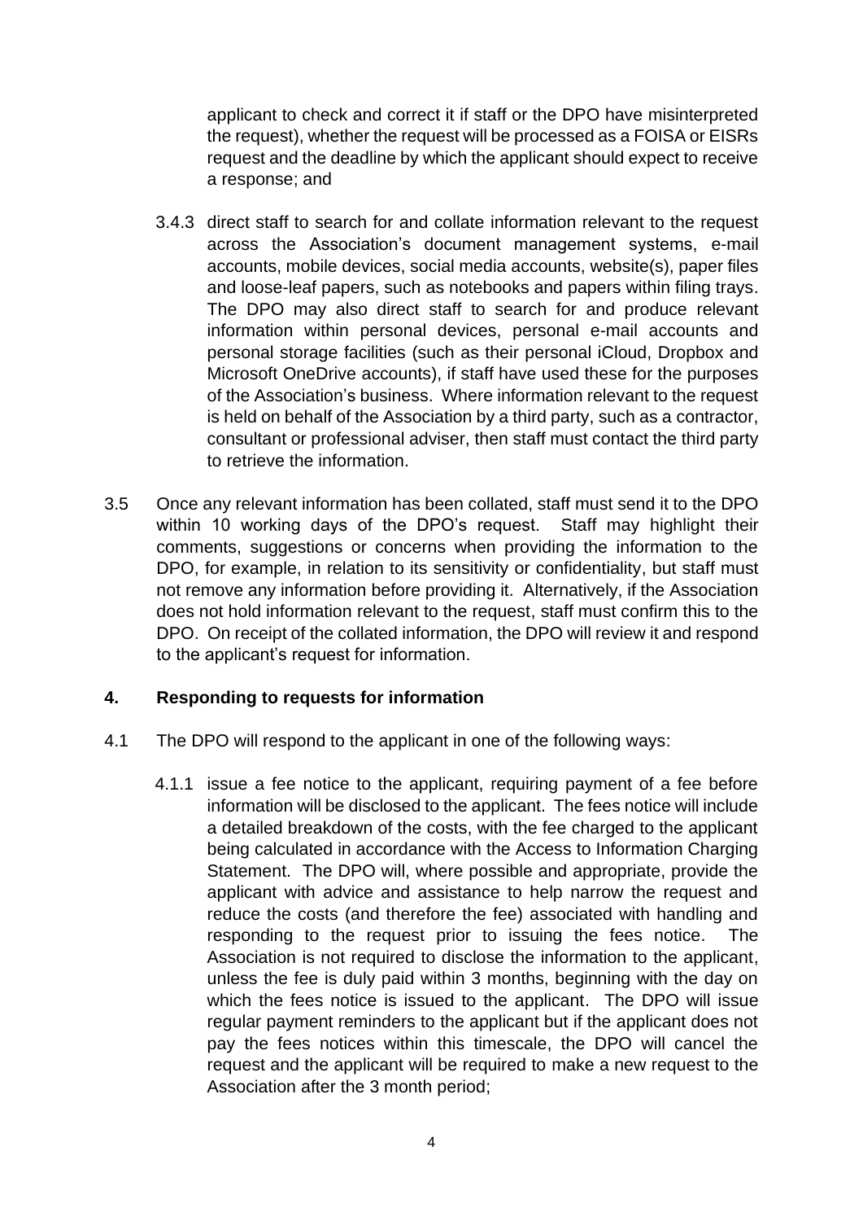applicant to check and correct it if staff or the DPO have misinterpreted the request), whether the request will be processed as a FOISA or EISRs request and the deadline by which the applicant should expect to receive a response; and

3.4.3 direct staff to search for and collate information relevant to the request across the Association's document management systems, e-mail accounts, mobile devices, social media accounts, website(s), paper files and loose-leaf papers, such as notebooks and papers within filing trays. The DPO may also direct staff to search for and produce relevant information within personal devices, personal e-mail accounts and personal storage facilities (such as their personal iCloud, Dropbox and Microsoft OneDrive accounts), if staff have used these for the purposes of the Association's business. Where information relevant to the request is held on behalf of the Association by a third party, such as a contractor, consultant or professional adviser, then staff must contact the third party to retrieve the information.

3.5 Once any relevant information has been collated, staff must send it to the DPO within 10 working days of the DPO's request. Staff may highlight their comments, suggestions or concerns when providing the information to the DPO, for example, in relation to its sensitivity or confidentiality, but staff must not remove any information before providing it. Alternatively, if the Association does not hold information relevant to the request, staff must confirm this to the DPO. On receipt of the collated information, the DPO will review it and respond to the applicant's request for information.

## 4. Responding to requests for information

4.1 The DPO will respond to the applicant in one of the following ways:

4.1.1 issue a fee notice to the applicant, requiring payment of a fee before information will be disclosed to the applicant. The fees notice will include a detailed breakdown of the costs, with the fee charged to the applicant being calculated in accordance with the Access to Information Charging Statement. The DPO will, where possible and appropriate, provide the applicant with advice and assistance to help narrow the request and reduce the costs (and therefore the fee) associated with handling and responding to the request prior to issuing the fees notice. The Association is not required to disclose the information to the applicant, unless the fee is duly paid within 3 months, beginning with the day on which the fees notice is issued to the applicant. The DPO will issue regular payment reminders to the applicant but if the applicant does not pay the fees notices within this timescale, the DPO will cancel the request and the applicant will be required to make a new request to the Association after the 3 month period;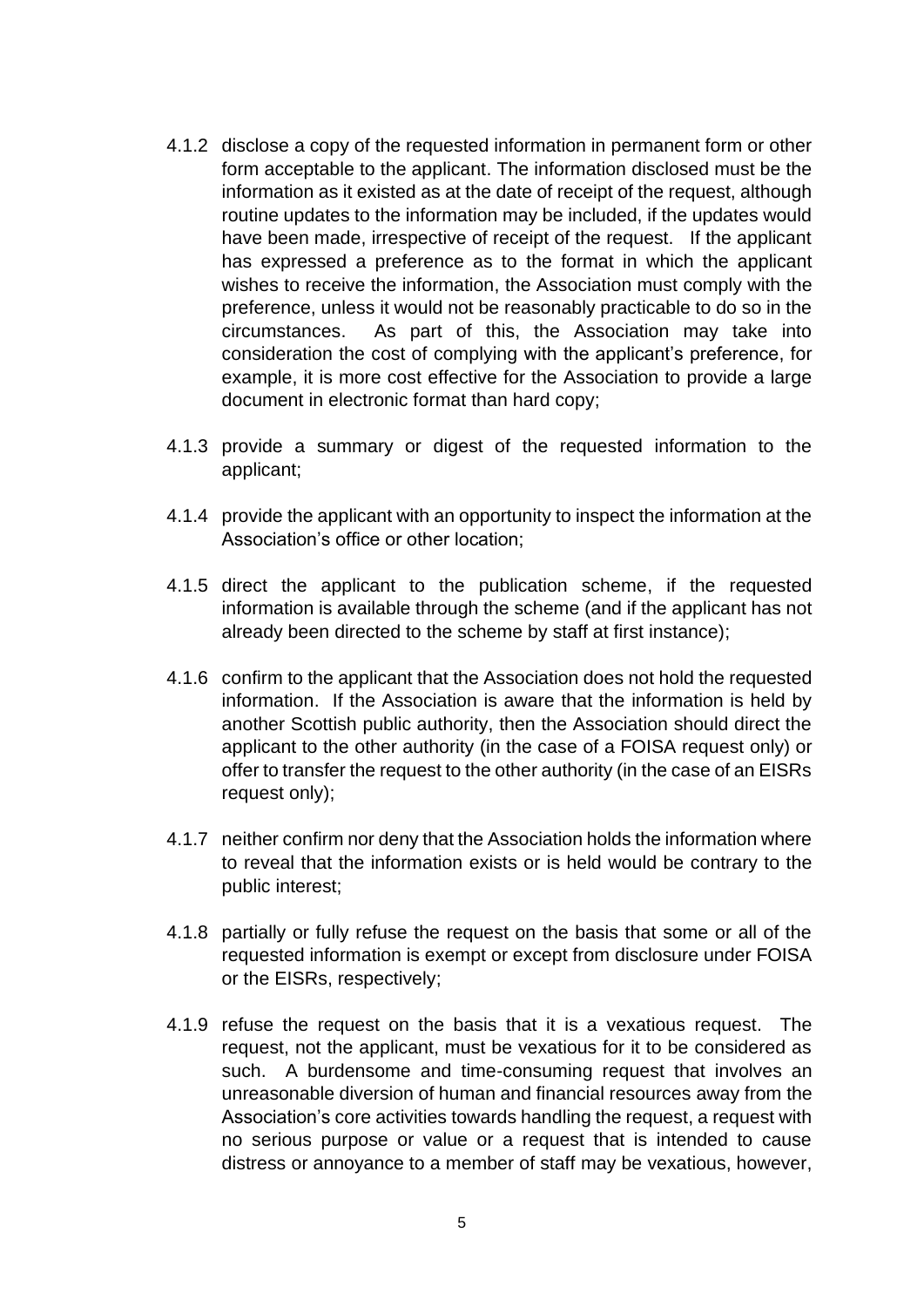4.1.2 disclose a copy of the requested information in permanent form or other form acceptable to the applicant. The information disclosed must be the information as it existed as at the date of receipt of the request, although routine updates to the information may be included, if the updates would have been made, irrespective of receipt of the request. If the applicant has expressed a preference as to the format in which the applicant wishes to receive the information, the Association must comply with the preference, unless it would not be reasonably practicable to do so in the circumstances. As part of this, the Association may take into consideration the cost of complying with the applicant's preference, for example, it is more cost effective for the Association to provide a large document in electronic format than hard copy;

4.1.3 provide a summary or digest of the requested information to the applicant;

4.1.4 provide the applicant with an opportunity to inspect the information at the Association's office or other location;

4.1.5 direct the applicant to the publication scheme, if the requested information is available through the scheme (and if the applicant has not already been directed to the scheme by staff at first instance);

4.1.6 confirm to the applicant that the Association does not hold the requested information. If the Association is aware that the information is held by another Scottish public authority, then the Association should direct the applicant to the other authority (in the case of a FOISA request only) or offer to transfer the request to the other authority (in the case of an EISRs request only);

4.1.7 neither confirm nor deny that the Association holds the information where to reveal that the information exists or is held would be contrary to the public interest;

4.1.8 partially or fully refuse the request on the basis that some or all of the requested information is exempt or except from disclosure under FOISA or the EISRs, respectively;

4.1.9 refuse the request on the basis that it is a vexatious request. The request, not the applicant, must be vexatious for it to be considered as such. A burdensome and time-consuming request that involves an unreasonable diversion of human and financial resources away from the Association's core activities towards handling the request, a request with no serious purpose or value or a request that is intended to cause distress or annoyance to a member of staff may be vexatious, however,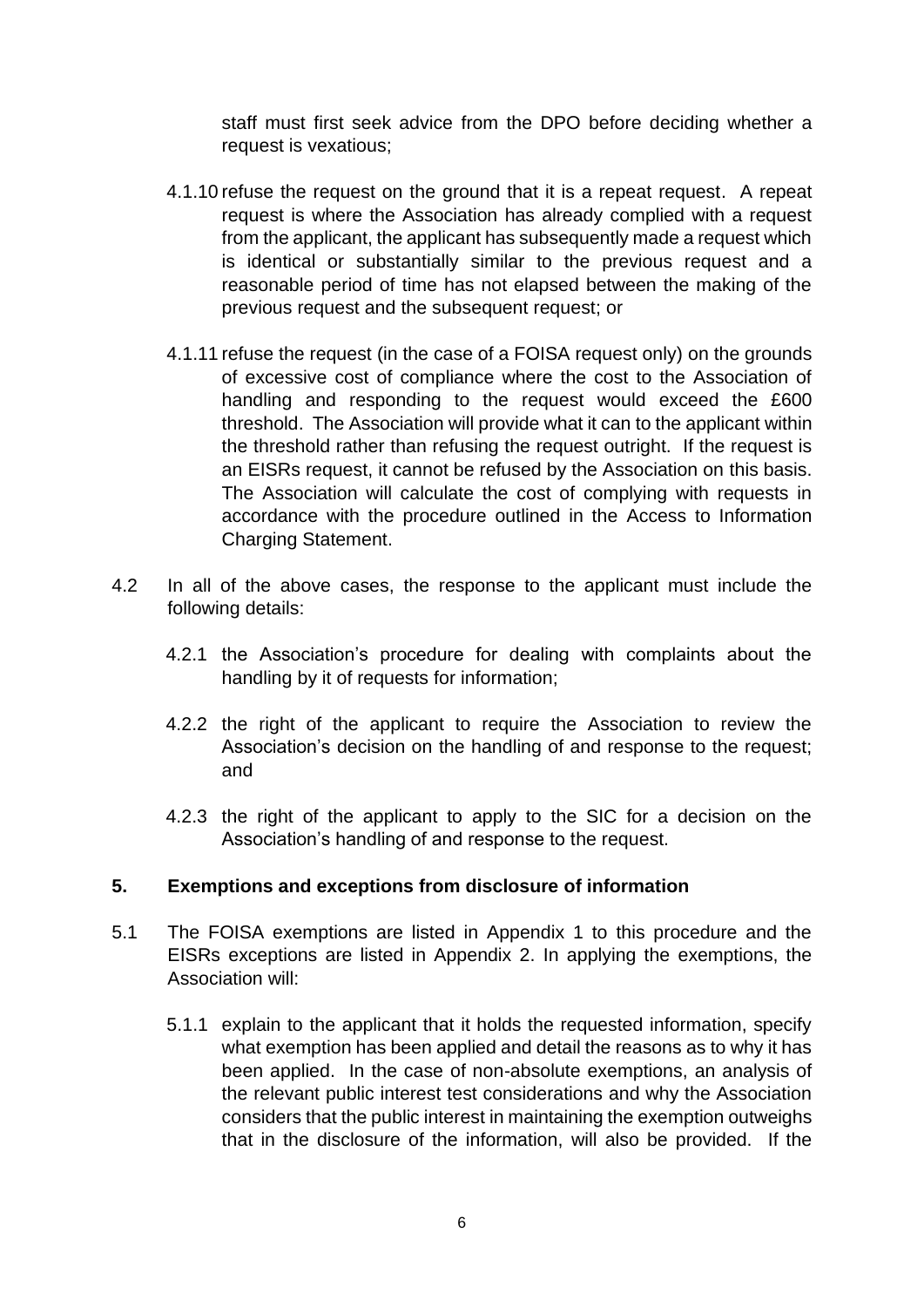staff must first seek advice from the DPO before deciding whether a request is vexatious;

4.1.10 refuse the request on the ground that it is a repeat request. A repeat request is where the Association has already complied with a request from the applicant, the applicant has subsequently made a request which is identical or substantially similar to the previous request and a reasonable period of time has not elapsed between the making of the previous request and the subsequent request; or

4.1.11 refuse the request (in the case of a FOISA request only) on the grounds of excessive cost of compliance where the cost to the Association of handling and responding to the request would exceed the £600 threshold. The Association will provide what it can to the applicant within the threshold rather than refusing the request outright. If the request is an EISRs request, it cannot be refused by the Association on this basis. The Association will calculate the cost of complying with requests in accordance with the procedure outlined in the Access to Information Charging Statement.

4.2 In all of the above cases, the response to the applicant must include the following details:

4.2.1 the Association's procedure for dealing with complaints about the handling by it of requests for information;

4.2.2 the right of the applicant to require the Association to review the Association's decision on the handling of and response to the request; and

4.2.3 the right of the applicant to apply to the SIC for a decision on the Association's handling of and response to the request.

## 5. Exemptions and exceptions from disclosure of information

5.1 The FOISA exemptions are listed in Appendix 1 to this procedure and the EISRs exceptions are listed in Appendix 2. In applying the exemptions, the Association will:

5.1.1 explain to the applicant that it holds the requested information, specify what exemption has been applied and detail the reasons as to why it has been applied. In the case of non-absolute exemptions, an analysis of the relevant public interest test considerations and why the Association considers that the public interest in maintaining the exemption outweighs that in the disclosure of the information, will also be provided. If the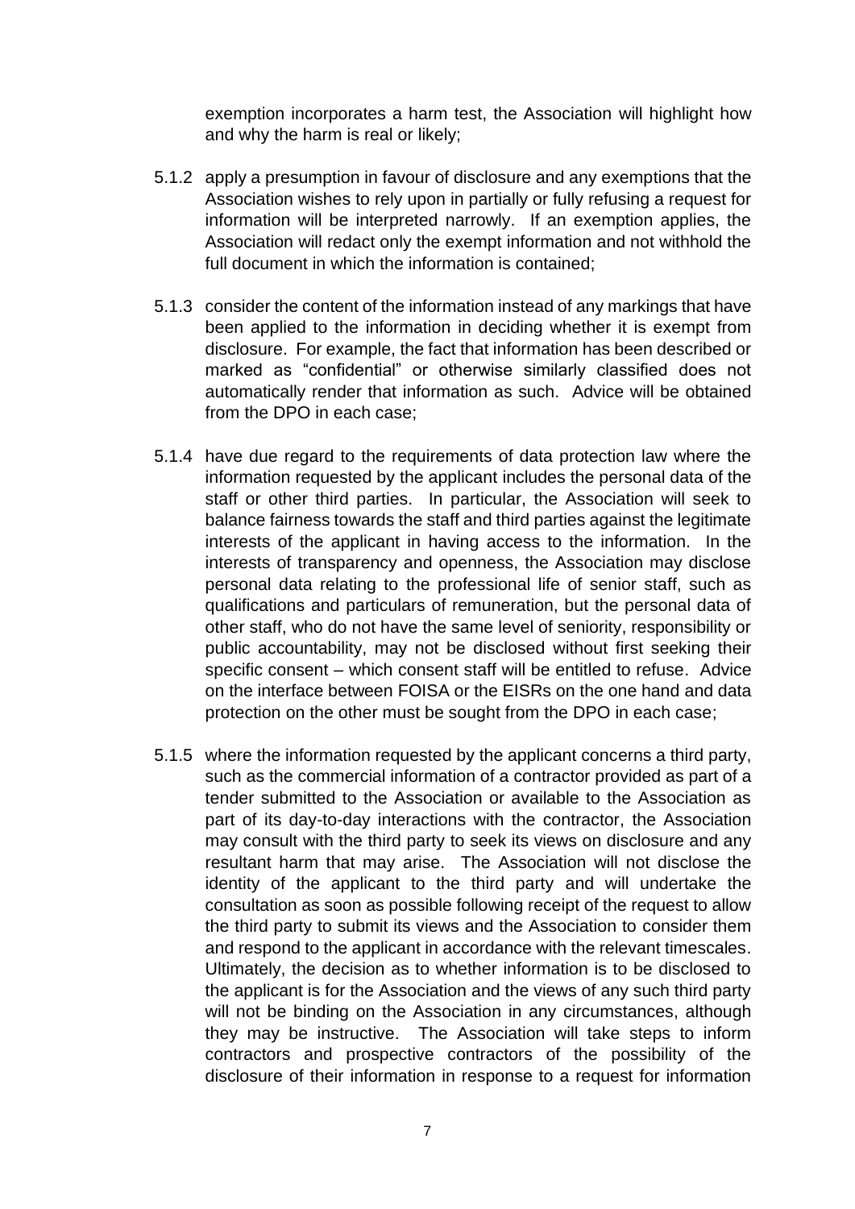exemption incorporates a harm test, the Association will highlight how and why the harm is real or likely;

5.1.2 apply a presumption in favour of disclosure and any exemptions that the Association wishes to rely upon in partially or fully refusing a request for information will be interpreted narrowly. If an exemption applies, the Association will redact only the exempt information and not withhold the full document in which the information is contained;

5.1.3 consider the content of the information instead of any markings that have been applied to the information in deciding whether it is exempt from disclosure. For example, the fact that information has been described or marked as "confidential" or otherwise similarly classified does not automatically render that information as such. Advice will be obtained from the DPO in each case;

5.1.4 have due regard to the requirements of data protection law where the information requested by the applicant includes the personal data of the staff or other third parties. In particular, the Association will seek to balance fairness towards the staff and third parties against the legitimate interests of the applicant in having access to the information. In the interests of transparency and openness, the Association may disclose personal data relating to the professional life of senior staff, such as qualifications and particulars of remuneration, but the personal data of other staff, who do not have the same level of seniority, responsibility or public accountability, may not be disclosed without first seeking their specific consent – which consent staff will be entitled to refuse. Advice on the interface between FOISA or the EISRs on the one hand and data protection on the other must be sought from the DPO in each case;

5.1.5 where the information requested by the applicant concerns a third party, such as the commercial information of a contractor provided as part of a tender submitted to the Association or available to the Association as part of its day-to-day interactions with the contractor, the Association may consult with the third party to seek its views on disclosure and any resultant harm that may arise. The Association will not disclose the identity of the applicant to the third party and will undertake the consultation as soon as possible following receipt of the request to allow the third party to submit its views and the Association to consider them and respond to the applicant in accordance with the relevant timescales. Ultimately, the decision as to whether information is to be disclosed to the applicant is for the Association and the views of any such third party will not be binding on the Association in any circumstances, although they may be instructive. The Association will take steps to inform contractors and prospective contractors of the possibility of the disclosure of their information in response to a request for information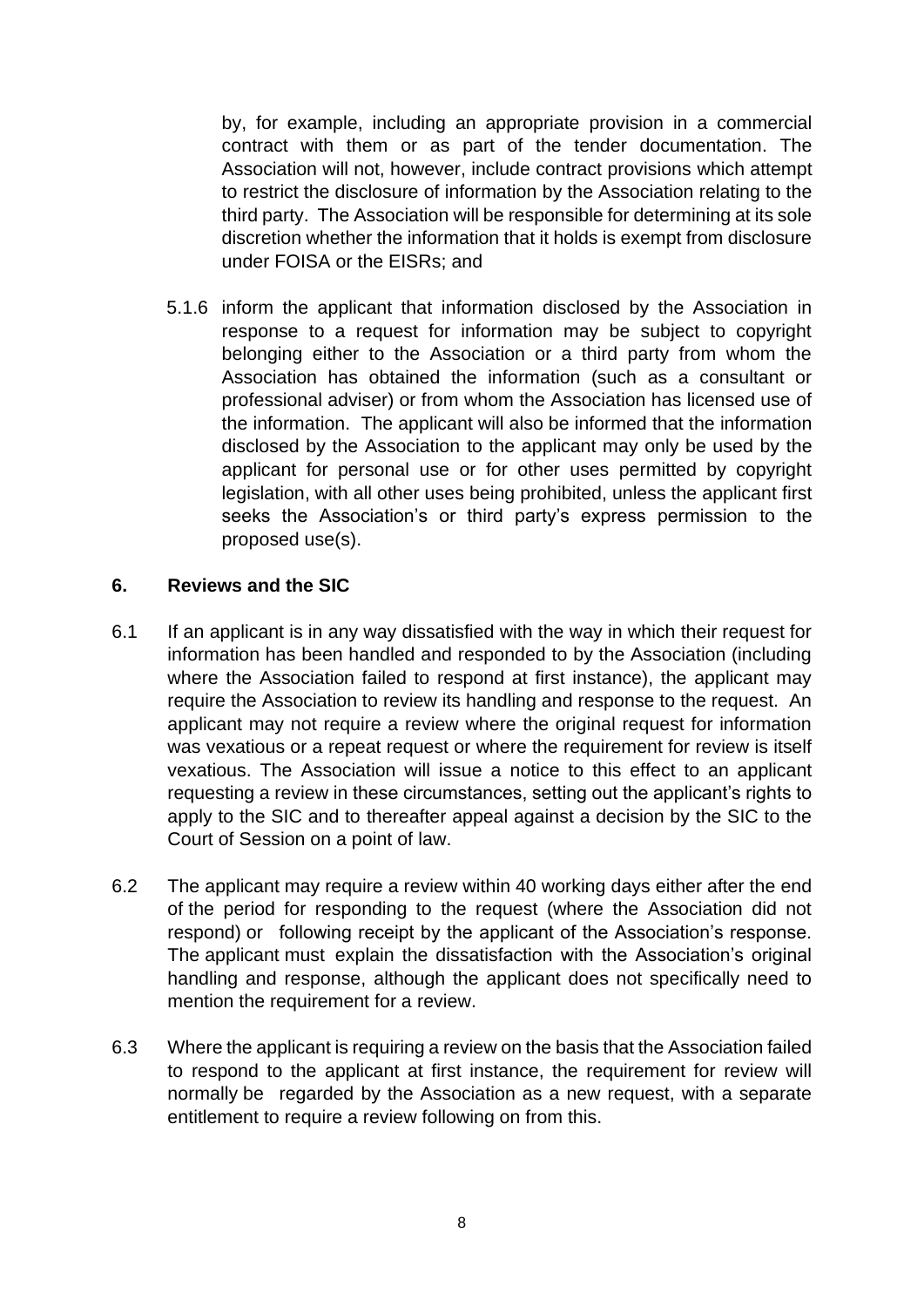by, for example, including an appropriate provision in a commercial contract with them or as part of the tender documentation. The Association will not, however, include contract provisions which attempt to restrict the disclosure of information by the Association relating to the third party. The Association will be responsible for determining at its sole discretion whether the information that it holds is exempt from disclosure under FOISA or the EISRs; and

5.1.6 inform the applicant that information disclosed by the Association in response to a request for information may be subject to copyright belonging either to the Association or a third party from whom the Association has obtained the information (such as a consultant or professional adviser) or from whom the Association has licensed use of the information. The applicant will also be informed that the information disclosed by the Association to the applicant may only be used by the applicant for personal use or for other uses permitted by copyright legislation, with all other uses being prohibited, unless the applicant first seeks the Association's or third party's express permission to the proposed use(s).

## 6. Reviews and the SIC

6.1 If an applicant is in any way dissatisfied with the way in which their request for information has been handled and responded to by the Association (including where the Association failed to respond at first instance), the applicant may require the Association to review its handling and response to the request. An applicant may not require a review where the original request for information was vexatious or a repeat request or where the requirement for review is itself vexatious. The Association will issue a notice to this effect to an applicant requesting a review in these circumstances, setting out the applicant's rights to apply to the SIC and to thereafter appeal against a decision by the SIC to the Court of Session on a point of law.

6.2 The applicant may require a review within 40 working days either after the end of the period for responding to the request (where the Association did not respond) or following receipt by the applicant of the Association's response. The applicant must explain the dissatisfaction with the Association's original handling and response, although the applicant does not specifically need to mention the requirement for a review.

6.3 Where the applicant is requiring a review on the basis that the Association failed to respond to the applicant at first instance, the requirement for review will normally be regarded by the Association as a new request, with a separate entitlement to require a review following on from this.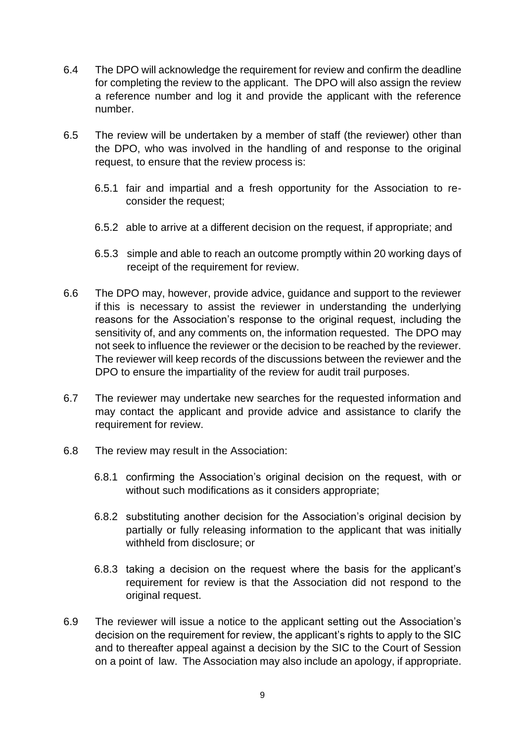6.4 The DPO will acknowledge the requirement for review and confirm the deadline for completing the review to the applicant. The DPO will also assign the review a reference number and log it and provide the applicant with the reference number.

6.5 The review will be undertaken by a member of staff (the reviewer) other than the DPO, who was involved in the handling of and response to the original request, to ensure that the review process is:

6.5.1 fair and impartial and a fresh opportunity for the Association to re-consider the request;

6.5.2 able to arrive at a different decision on the request, if appropriate; and

6.5.3 simple and able to reach an outcome promptly within 20 working days of receipt of the requirement for review.

6.6 The DPO may, however, provide advice, guidance and support to the reviewer if this is necessary to assist the reviewer in understanding the underlying reasons for the Association's response to the original request, including the sensitivity of, and any comments on, the information requested. The DPO may not seek to influence the reviewer or the decision to be reached by the reviewer. The reviewer will keep records of the discussions between the reviewer and the DPO to ensure the impartiality of the review for audit trail purposes.

6.7 The reviewer may undertake new searches for the requested information and may contact the applicant and provide advice and assistance to clarify the requirement for review.

6.8 The review may result in the Association:

6.8.1 confirming the Association's original decision on the request, with or without such modifications as it considers appropriate;

6.8.2 substituting another decision for the Association's original decision by partially or fully releasing information to the applicant that was initially withheld from disclosure; or

6.8.3 taking a decision on the request where the basis for the applicant's requirement for review is that the Association did not respond to the original request.

6.9 The reviewer will issue a notice to the applicant setting out the Association's decision on the requirement for review, the applicant's rights to apply to the SIC and to thereafter appeal against a decision by the SIC to the Court of Session on a point of law. The Association may also include an apology, if appropriate.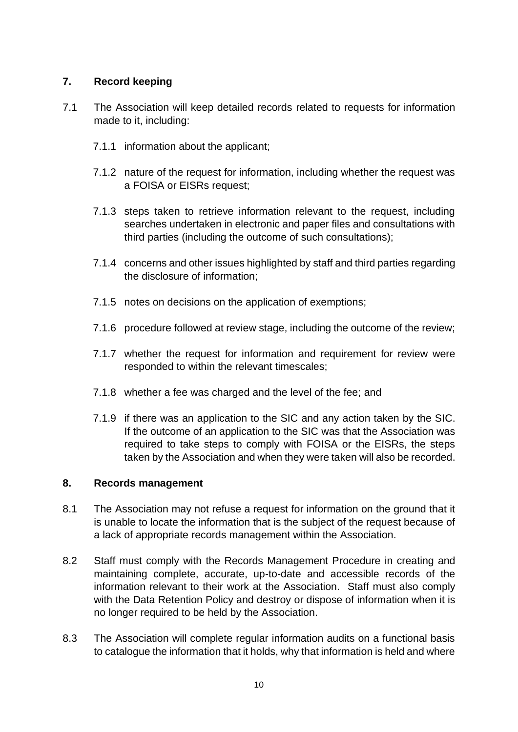## 7. Record keeping

7.1 The Association will keep detailed records related to requests for information made to it, including:

7.1.1 information about the applicant;

7.1.2 nature of the request for information, including whether the request was a FOISA or EISRs request;

7.1.3 steps taken to retrieve information relevant to the request, including searches undertaken in electronic and paper files and consultations with third parties (including the outcome of such consultations);

7.1.4 concerns and other issues highlighted by staff and third parties regarding the disclosure of information;

7.1.5 notes on decisions on the application of exemptions;

7.1.6 procedure followed at review stage, including the outcome of the review;

7.1.7 whether the request for information and requirement for review were responded to within the relevant timescales;

7.1.8 whether a fee was charged and the level of the fee; and

7.1.9 if there was an application to the SIC and any action taken by the SIC. If the outcome of an application to the SIC was that the Association was required to take steps to comply with FOISA or the EISRs, the steps taken by the Association and when they were taken will also be recorded.

## 8. Records management

8.1 The Association may not refuse a request for information on the ground that it is unable to locate the information that is the subject of the request because of a lack of appropriate records management within the Association.

8.2 Staff must comply with the Records Management Procedure in creating and maintaining complete, accurate, up-to-date and accessible records of the information relevant to their work at the Association. Staff must also comply with the Data Retention Policy and destroy or dispose of information when it is no longer required to be held by the Association.

8.3 The Association will complete regular information audits on a functional basis to catalogue the information that it holds, why that information is held and where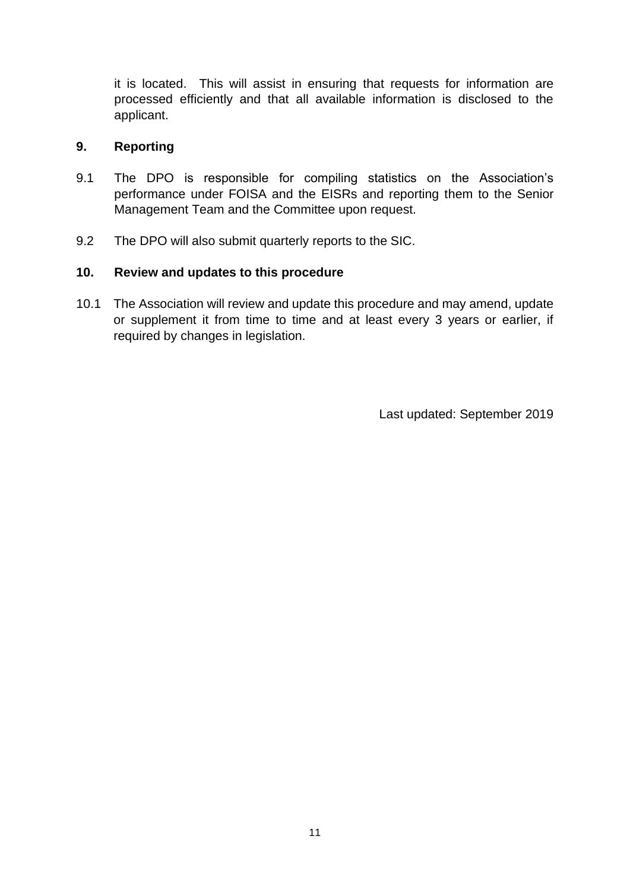it is located. This will assist in ensuring that requests for information are processed efficiently and that all available information is disclosed to the applicant.

## 9. Reporting

9.1 The DPO is responsible for compiling statistics on the Association's performance under FOISA and the EISRs and reporting them to the Senior Management Team and the Committee upon request.

9.2 The DPO will also submit quarterly reports to the SIC.

## 10. Review and updates to this procedure

10.1 The Association will review and update this procedure and may amend, update or supplement it from time to time and at least every 3 years or earlier, if required by changes in legislation.

Last updated: September 2019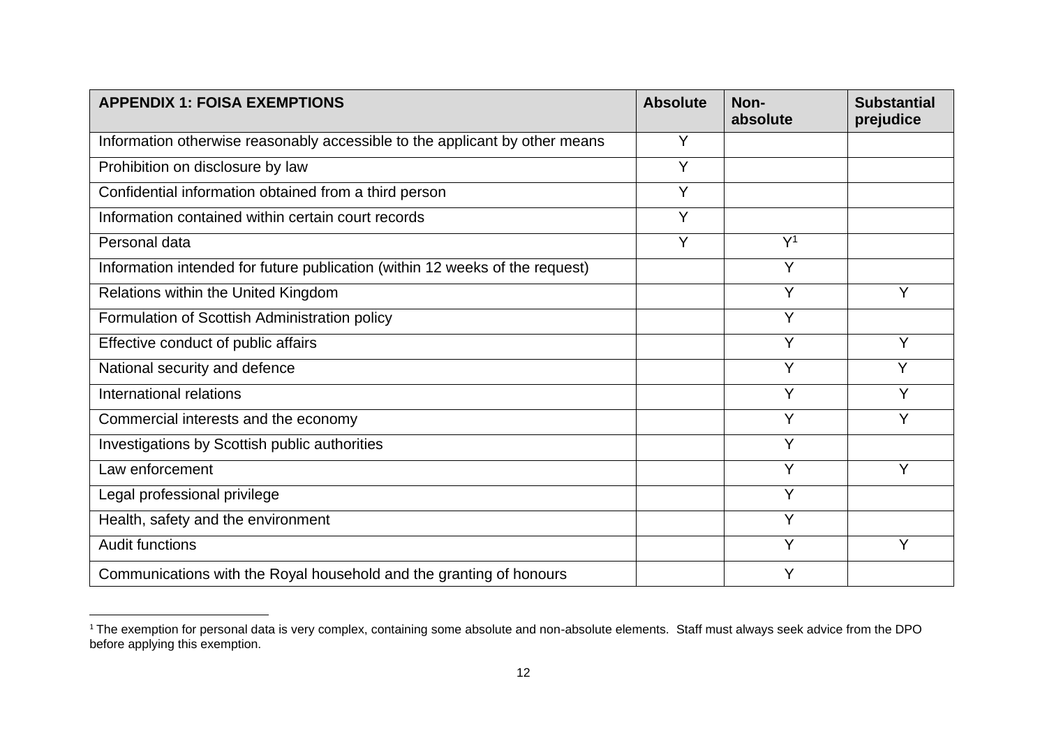| APPENDIX 1: FOISA EXEMPTIONS | Absolute | Non-absolute | Substantial prejudice |
|---|---|---|---|
| Information otherwise reasonably accessible to the applicant by other means | Y | | |
| Prohibition on disclosure by law | Y | | |
| Confidential information obtained from a third person | Y | | |
| Information contained within certain court records | Y | | |
| Personal data | Y | Y[1] | |
| Information intended for future publication (within 12 weeks of the request) | | Y | |
| Relations within the United Kingdom | | Y | Y |
| Formulation of Scottish Administration policy | | Y | |
| Effective conduct of public affairs | | Y | Y |
| National security and defence | | Y | Y |
| International relations | | Y | Y |
| Commercial interests and the economy | | Y | Y |
| Investigations by Scottish public authorities | | Y | |
| Law enforcement | | Y | Y |
| Legal professional privilege | | Y | |
| Health, safety and the environment | | Y | |
| Audit functions | | Y | Y |
| Communications with the Royal household and the granting of honours | | Y | |

[1] The exemption for personal data is very complex, containing some absolute and non-absolute elements. Staff must always seek advice from the DPO before applying this exemption.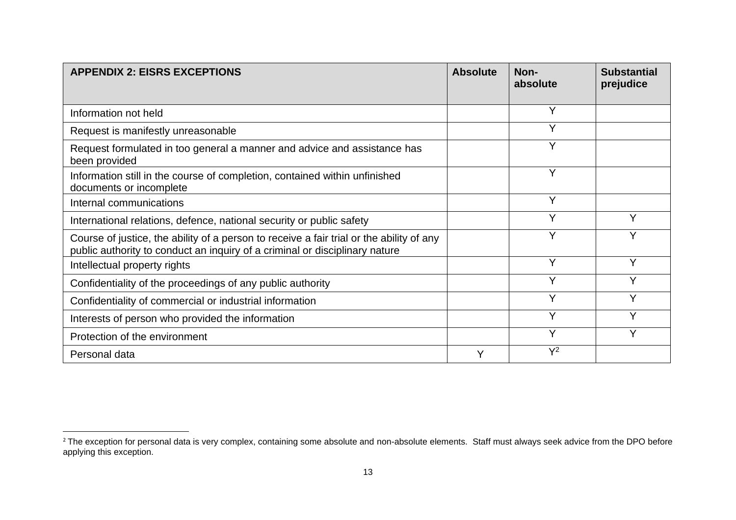| APPENDIX 2: EISRS EXCEPTIONS | Absolute | Non-absolute | Substantial prejudice |
|---|---|---|---|
| Information not held | | Y | |
| Request is manifestly unreasonable | | Y | |
| Request formulated in too general a manner and advice and assistance has been provided | | Y | |
| Information still in the course of completion, contained within unfinished documents or incomplete | | Y | |
| Internal communications | | Y | |
| International relations, defence, national security or public safety | | Y | Y |
| Course of justice, the ability of a person to receive a fair trial or the ability of any public authority to conduct an inquiry of a criminal or disciplinary nature | | Y | Y |
| Intellectual property rights | | Y | Y |
| Confidentiality of the proceedings of any public authority | | Y | Y |
| Confidentiality of commercial or industrial information | | Y | Y |
| Interests of person who provided the information | | Y | Y |
| Protection of the environment | | Y | Y |
| Personal data | Y | Y[2] | |

[2] The exception for personal data is very complex, containing some absolute and non-absolute elements. Staff must always seek advice from the DPO before applying this exception.